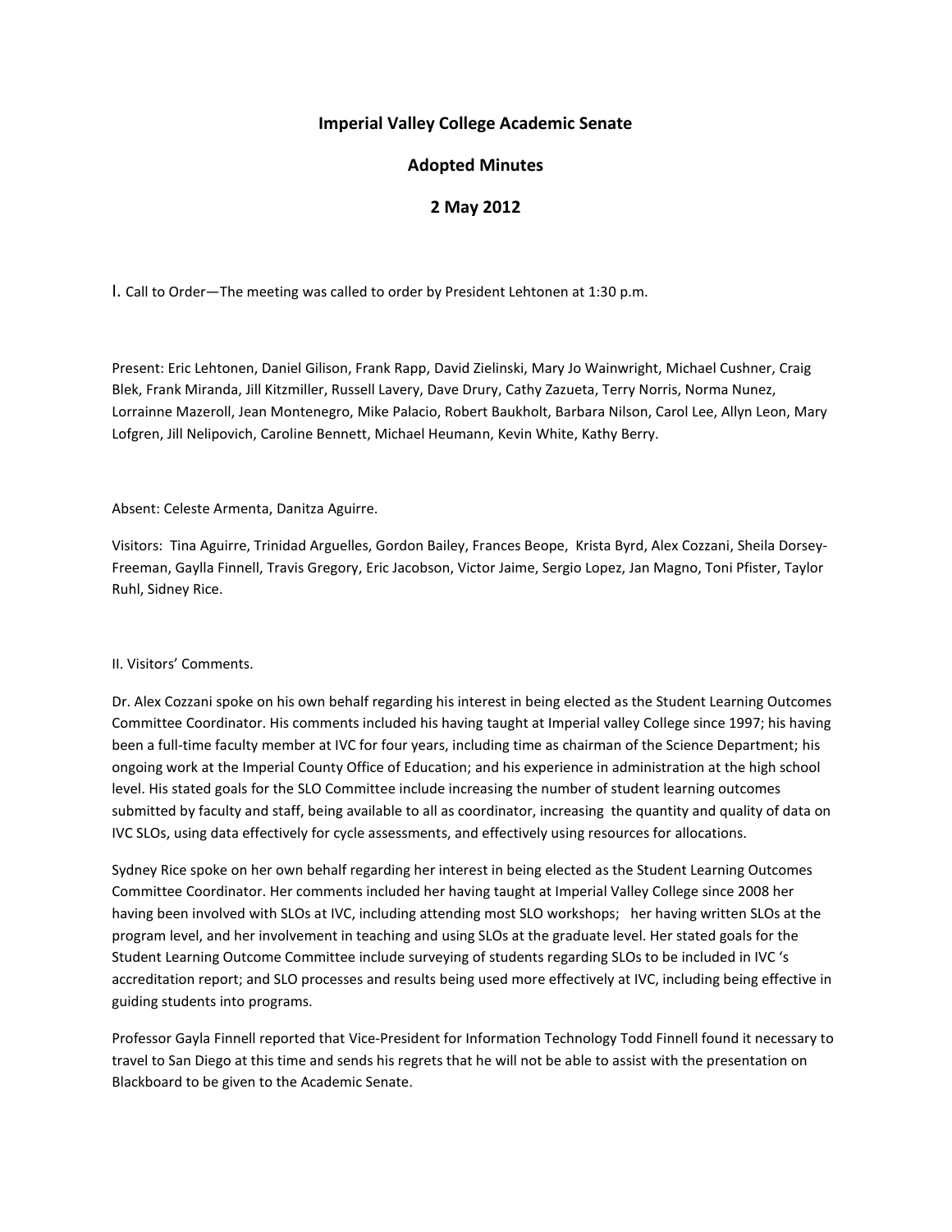# Imperial Valley College Academic Senate

## Adopted Minutes

## 2 May 2012

I. Call to Order—The meeting was called to order by President Lehtonen at 1:30 p.m.

Present: Eric Lehtonen, Daniel Gilison, Frank Rapp, David Zielinski, Mary Jo Wainwright, Michael Cushner, Craig Blek, Frank Miranda, Jill Kitzmiller, Russell Lavery, Dave Drury, Cathy Zazueta, Terry Norris, Norma Nunez, Lorrainne Mazeroll, Jean Montenegro, Mike Palacio, Robert Baukholt, Barbara Nilson, Carol Lee, Allyn Leon, Mary Lofgren, Jill Nelipovich, Caroline Bennett, Michael Heumann, Kevin White, Kathy Berry.

Absent: Celeste Armenta, Danitza Aguirre.

Visitors: Tina Aguirre, Trinidad Arguelles, Gordon Bailey, Frances Beope, Krista Byrd, Alex Cozzani, Sheila Dorsey-Freeman, Gaylla Finnell, Travis Gregory, Eric Jacobson, Victor Jaime, Sergio Lopez, Jan Magno, Toni Pfister, Taylor Ruhl, Sidney Rice.

II. Visitors' Comments.

Dr. Alex Cozzani spoke on his own behalf regarding his interest in being elected as the Student Learning Outcomes Committee Coordinator. His comments included his having taught at Imperial valley College since 1997; his having been a full-time faculty member at IVC for four years, including time as chairman of the Science Department; his ongoing work at the Imperial County Office of Education; and his experience in administration at the high school level. His stated goals for the SLO Committee include increasing the number of student learning outcomes submitted by faculty and staff, being available to all as coordinator, increasing the quantity and quality of data on IVC SLOs, using data effectively for cycle assessments, and effectively using resources for allocations.

Sydney Rice spoke on her own behalf regarding her interest in being elected as the Student Learning Outcomes Committee Coordinator. Her comments included her having taught at Imperial Valley College since 2008 her having been involved with SLOs at IVC, including attending most SLO workshops; her having written SLOs at the program level, and her involvement in teaching and using SLOs at the graduate level. Her stated goals for the Student Learning Outcome Committee include surveying of students regarding SLOs to be included in IVC 's accreditation report; and SLO processes and results being used more effectively at IVC, including being effective in guiding students into programs.

Professor Gayla Finnell reported that Vice-President for Information Technology Todd Finnell found it necessary to travel to San Diego at this time and sends his regrets that he will not be able to assist with the presentation on Blackboard to be given to the Academic Senate.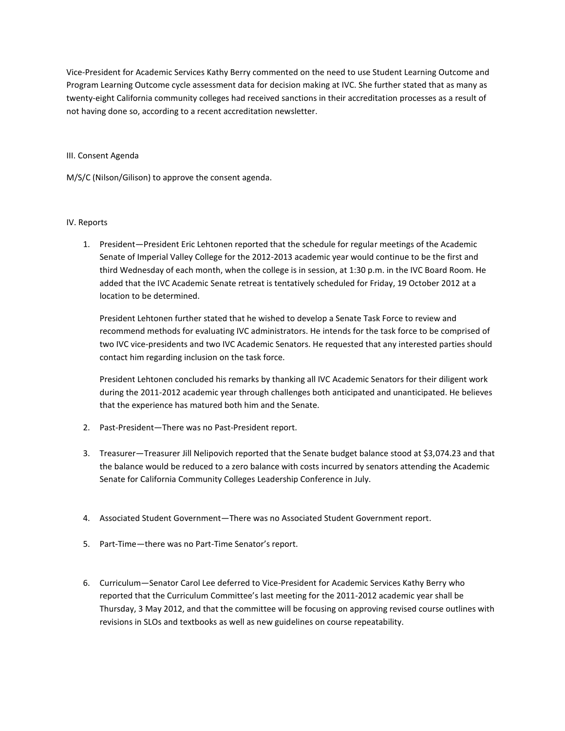Vice-President for Academic Services Kathy Berry commented on the need to use Student Learning Outcome and Program Learning Outcome cycle assessment data for decision making at IVC. She further stated that as many as twenty-eight California community colleges had received sanctions in their accreditation processes as a result of not having done so, according to a recent accreditation newsletter.

III. Consent Agenda

M/S/C (Nilson/Gilison) to approve the consent agenda.

IV. Reports

1. President—President Eric Lehtonen reported that the schedule for regular meetings of the Academic Senate of Imperial Valley College for the 2012-2013 academic year would continue to be the first and third Wednesday of each month, when the college is in session, at 1:30 p.m. in the IVC Board Room. He added that the IVC Academic Senate retreat is tentatively scheduled for Friday, 19 October 2012 at a location to be determined.

   President Lehtonen further stated that he wished to develop a Senate Task Force to review and recommend methods for evaluating IVC administrators. He intends for the task force to be comprised of two IVC vice-presidents and two IVC Academic Senators. He requested that any interested parties should contact him regarding inclusion on the task force.

   President Lehtonen concluded his remarks by thanking all IVC Academic Senators for their diligent work during the 2011-2012 academic year through challenges both anticipated and unanticipated. He believes that the experience has matured both him and the Senate.

2. Past-President—There was no Past-President report.

3. Treasurer—Treasurer Jill Nelipovich reported that the Senate budget balance stood at $3,074.23 and that the balance would be reduced to a zero balance with costs incurred by senators attending the Academic Senate for California Community Colleges Leadership Conference in July.

4. Associated Student Government—There was no Associated Student Government report.

5. Part-Time—there was no Part-Time Senator's report.

6. Curriculum—Senator Carol Lee deferred to Vice-President for Academic Services Kathy Berry who reported that the Curriculum Committee's last meeting for the 2011-2012 academic year shall be Thursday, 3 May 2012, and that the committee will be focusing on approving revised course outlines with revisions in SLOs and textbooks as well as new guidelines on course repeatability.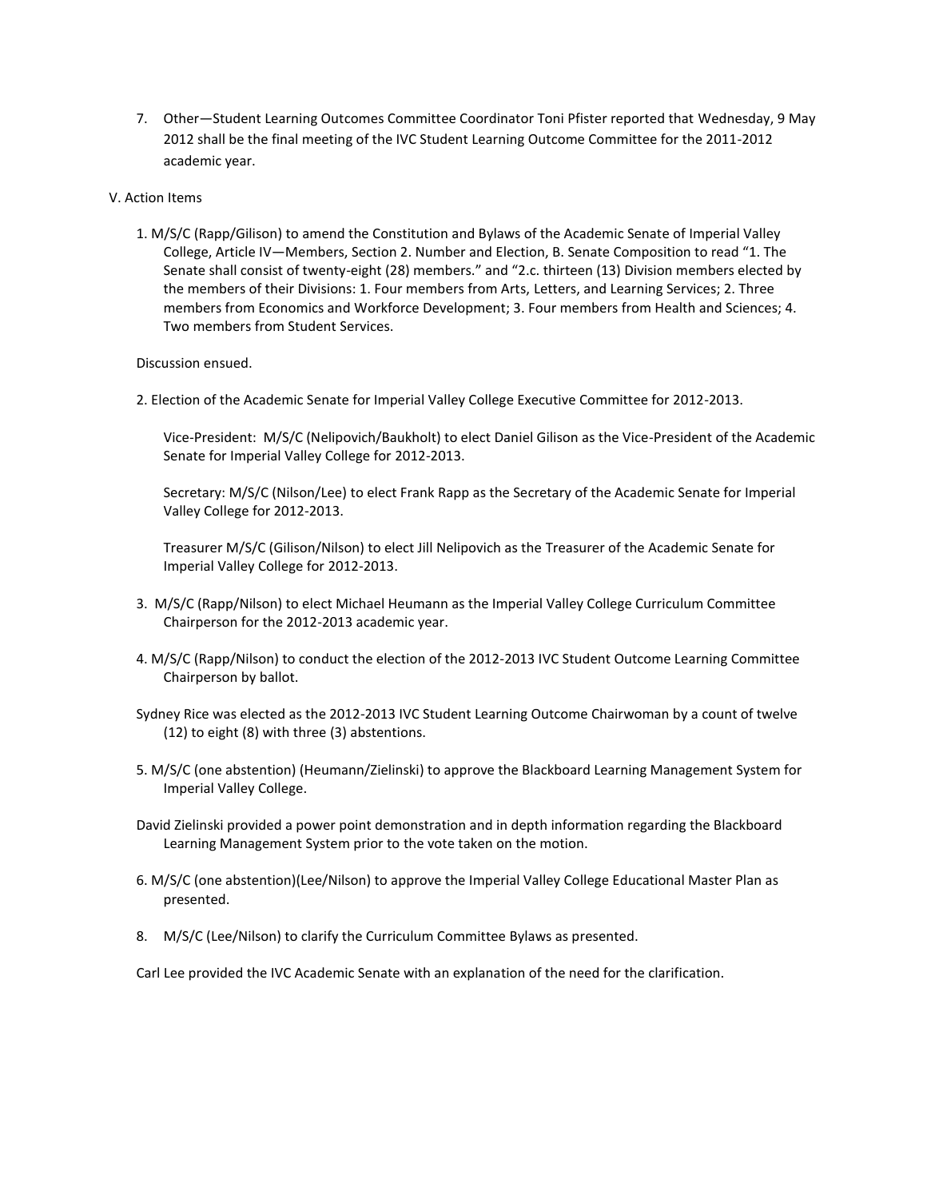7. Other—Student Learning Outcomes Committee Coordinator Toni Pfister reported that Wednesday, 9 May 2012 shall be the final meeting of the IVC Student Learning Outcome Committee for the 2011-2012 academic year.

V. Action Items

1. M/S/C (Rapp/Gilison) to amend the Constitution and Bylaws of the Academic Senate of Imperial Valley College, Article IV—Members, Section 2. Number and Election, B. Senate Composition to read "1. The Senate shall consist of twenty-eight (28) members." and "2.c. thirteen (13) Division members elected by the members of their Divisions: 1. Four members from Arts, Letters, and Learning Services; 2. Three members from Economics and Workforce Development; 3. Four members from Health and Sciences; 4. Two members from Student Services.

   Discussion ensued.

2. Election of the Academic Senate for Imperial Valley College Executive Committee for 2012-2013.

   Vice-President: M/S/C (Nelipovich/Baukholt) to elect Daniel Gilison as the Vice-President of the Academic Senate for Imperial Valley College for 2012-2013.

   Secretary: M/S/C (Nilson/Lee) to elect Frank Rapp as the Secretary of the Academic Senate for Imperial Valley College for 2012-2013.

   Treasurer M/S/C (Gilison/Nilson) to elect Jill Nelipovich as the Treasurer of the Academic Senate for Imperial Valley College for 2012-2013.

3. M/S/C (Rapp/Nilson) to elect Michael Heumann as the Imperial Valley College Curriculum Committee Chairperson for the 2012-2013 academic year.

4. M/S/C (Rapp/Nilson) to conduct the election of the 2012-2013 IVC Student Outcome Learning Committee Chairperson by ballot.

   Sydney Rice was elected as the 2012-2013 IVC Student Learning Outcome Chairwoman by a count of twelve (12) to eight (8) with three (3) abstentions.

5. M/S/C (one abstention) (Heumann/Zielinski) to approve the Blackboard Learning Management System for Imperial Valley College.

   David Zielinski provided a power point demonstration and in depth information regarding the Blackboard Learning Management System prior to the vote taken on the motion.

6. M/S/C (one abstention)(Lee/Nilson) to approve the Imperial Valley College Educational Master Plan as presented.

8. M/S/C (Lee/Nilson) to clarify the Curriculum Committee Bylaws as presented.

   Carl Lee provided the IVC Academic Senate with an explanation of the need for the clarification.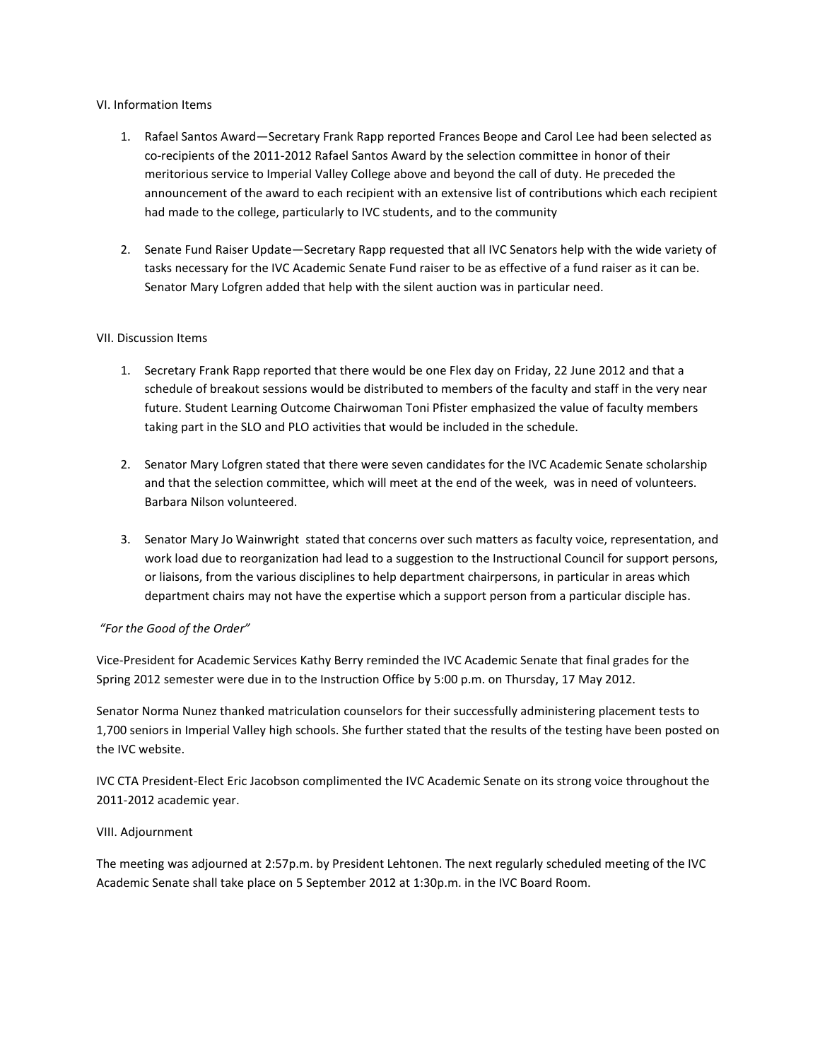VI. Information Items

1. Rafael Santos Award—Secretary Frank Rapp reported Frances Beope and Carol Lee had been selected as co-recipients of the 2011-2012 Rafael Santos Award by the selection committee in honor of their meritorious service to Imperial Valley College above and beyond the call of duty. He preceded the announcement of the award to each recipient with an extensive list of contributions which each recipient had made to the college, particularly to IVC students, and to the community

2. Senate Fund Raiser Update—Secretary Rapp requested that all IVC Senators help with the wide variety of tasks necessary for the IVC Academic Senate Fund raiser to be as effective of a fund raiser as it can be. Senator Mary Lofgren added that help with the silent auction was in particular need.

VII. Discussion Items

1. Secretary Frank Rapp reported that there would be one Flex day on Friday, 22 June 2012 and that a schedule of breakout sessions would be distributed to members of the faculty and staff in the very near future. Student Learning Outcome Chairwoman Toni Pfister emphasized the value of faculty members taking part in the SLO and PLO activities that would be included in the schedule.

2. Senator Mary Lofgren stated that there were seven candidates for the IVC Academic Senate scholarship and that the selection committee, which will meet at the end of the week, was in need of volunteers. Barbara Nilson volunteered.

3. Senator Mary Jo Wainwright stated that concerns over such matters as faculty voice, representation, and work load due to reorganization had lead to a suggestion to the Instructional Council for support persons, or liaisons, from the various disciplines to help department chairpersons, in particular in areas which department chairs may not have the expertise which a support person from a particular disciple has.

*"For the Good of the Order"*

Vice-President for Academic Services Kathy Berry reminded the IVC Academic Senate that final grades for the Spring 2012 semester were due in to the Instruction Office by 5:00 p.m. on Thursday, 17 May 2012.

Senator Norma Nunez thanked matriculation counselors for their successfully administering placement tests to 1,700 seniors in Imperial Valley high schools. She further stated that the results of the testing have been posted on the IVC website.

IVC CTA President-Elect Eric Jacobson complimented the IVC Academic Senate on its strong voice throughout the 2011-2012 academic year.

VIII. Adjournment

The meeting was adjourned at 2:57p.m. by President Lehtonen. The next regularly scheduled meeting of the IVC Academic Senate shall take place on 5 September 2012 at 1:30p.m. in the IVC Board Room.